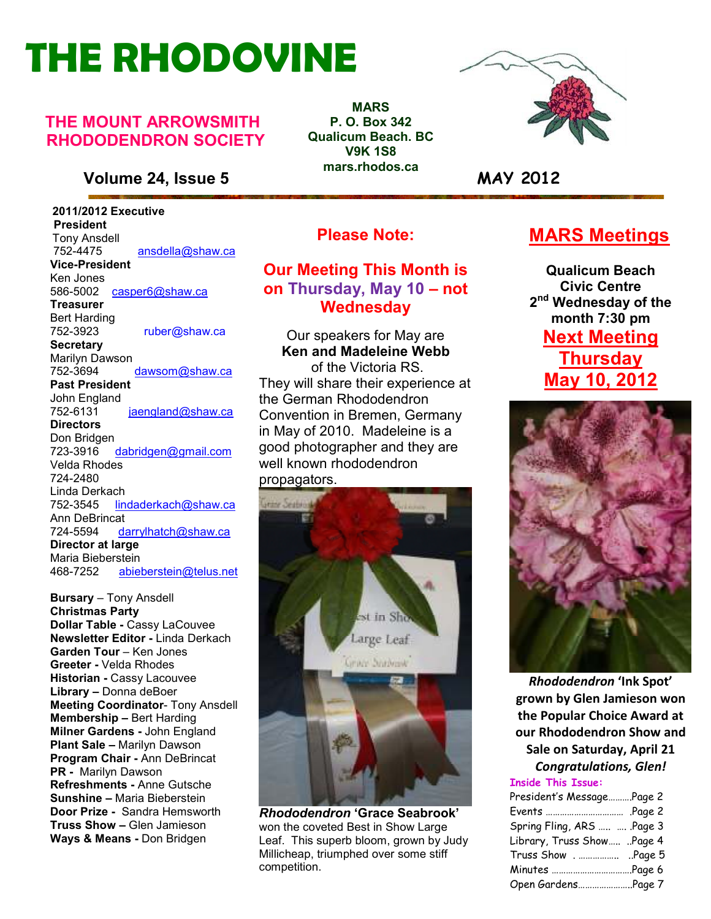# THE RHODOVINE

## THE MOUNT ARROWSMITH RHODODENDRON SOCIETY

**MARS**
**P. O. Box 342**
**Qualicum Beach. BC**
**V9K 1S8**
**mars.rhodos.ca**

**Volume 24, Issue 5** **MAY 2012**

**2011/2012 Executive**

**President**
Tony Ansdell
752-4475 ansdella@shaw.ca

**Vice-President**
Ken Jones
586-5002 casper6@shaw.ca

**Treasurer**
Bert Harding
752-3923 ruber@shaw.ca

**Secretary**
Marilyn Dawson
752-3694 dawsom@shaw.ca

**Past President**
John England
752-6131 jaengland@shaw.ca

**Directors**
Don Bridgen
723-3916 dabridgen@gmail.com
Velda Rhodes
724-2480
Linda Derkach
752-3545 lindaderkach@shaw.ca
Ann DeBrincat
724-5594 darrylhatch@shaw.ca

**Director at large**
Maria Bieberstein
468-7252 abieberstein@telus.net

**Bursary** – Tony Ansdell
**Christmas Party**
**Dollar Table -** Cassy LaCouvee
**Newsletter Editor -** Linda Derkach
**Garden Tour** – Ken Jones
**Greeter -** Velda Rhodes
**Historian -** Cassy Lacouvee
**Library –** Donna deBoer
**Meeting Coordinator**- Tony Ansdell
**Membership –** Bert Harding
**Milner Gardens -** John England
**Plant Sale –** Marilyn Dawson
**Program Chair -** Ann DeBrincat
**PR -** Marilyn Dawson
**Refreshments -** Anne Gutsche
**Sunshine –** Maria Bieberstein
**Door Prize -** Sandra Hemsworth
**Truss Show –** Glen Jamieson
**Ways & Means -** Don Bridgen

## Please Note:

## Our Meeting This Month is on Thursday, May 10 – not Wednesday

Our speakers for May are **Ken and Madeleine Webb** of the Victoria RS. They will share their experience at the German Rhododendron Convention in Bremen, Germany in May of 2010. Madeleine is a good photographer and they are well known rhododendron propagators.

***Rhododendron* 'Grace Seabrook'** won the coveted Best in Show Large Leaf. This superb bloom, grown by Judy Millicheap, triumphed over some stiff competition.

## MARS Meetings

**Qualicum Beach Civic Centre**
**2nd Wednesday of the month 7:30 pm**

## Next Meeting Thursday May 10, 2012

***Rhododendron* 'Ink Spot' grown by Glen Jamieson won the Popular Choice Award at our Rhododendron Show and Sale on Saturday, April 21**
***Congratulations, Glen!***

**Inside This Issue:**

| | |
|---|---|
| President's Message | Page 2 |
| Events | Page 2 |
| Spring Fling, ARS | Page 3 |
| Library, Truss Show | Page 4 |
| Truss Show | Page 5 |
| Minutes | Page 6 |
| Open Gardens | Page 7 |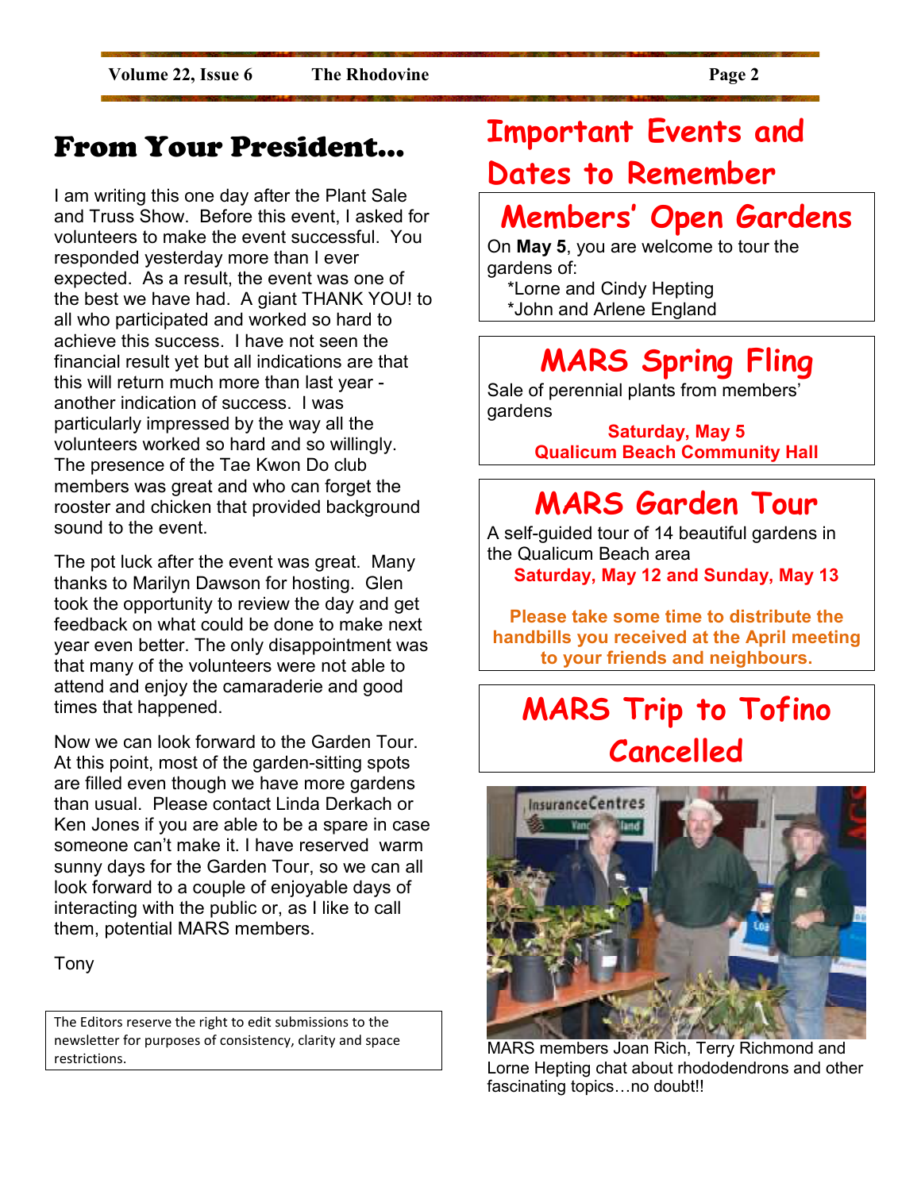# From Your President...

I am writing this one day after the Plant Sale and Truss Show. Before this event, I asked for volunteers to make the event successful. You responded yesterday more than I ever expected. As a result, the event was one of the best we have had. A giant THANK YOU! to all who participated and worked so hard to achieve this success. I have not seen the financial result yet but all indications are that this will return much more than last year - another indication of success. I was particularly impressed by the way all the volunteers worked so hard and so willingly. The presence of the Tae Kwon Do club members was great and who can forget the rooster and chicken that provided background sound to the event.

The pot luck after the event was great. Many thanks to Marilyn Dawson for hosting. Glen took the opportunity to review the day and get feedback on what could be done to make next year even better. The only disappointment was that many of the volunteers were not able to attend and enjoy the camaraderie and good times that happened.

Now we can look forward to the Garden Tour. At this point, most of the garden-sitting spots are filled even though we have more gardens than usual. Please contact Linda Derkach or Ken Jones if you are able to be a spare in case someone can't make it. I have reserved warm sunny days for the Garden Tour, so we can all look forward to a couple of enjoyable days of interacting with the public or, as I like to call them, potential MARS members.

Tony

The Editors reserve the right to edit submissions to the newsletter for purposes of consistency, clarity and space restrictions.

# Important Events and Dates to Remember

## Members' Open Gardens

On **May 5**, you are welcome to tour the gardens of:

*Lorne and Cindy Hepting
*John and Arlene England

## MARS Spring Fling

Sale of perennial plants from members' gardens

**Saturday, May 5**
**Qualicum Beach Community Hall**

## MARS Garden Tour

A self-guided tour of 14 beautiful gardens in the Qualicum Beach area

**Saturday, May 12 and Sunday, May 13**

**Please take some time to distribute the handbills you received at the April meeting to your friends and neighbours.**

## MARS Trip to Tofino Cancelled

MARS members Joan Rich, Terry Richmond and Lorne Hepting chat about rhododendrons and other fascinating topics…no doubt!!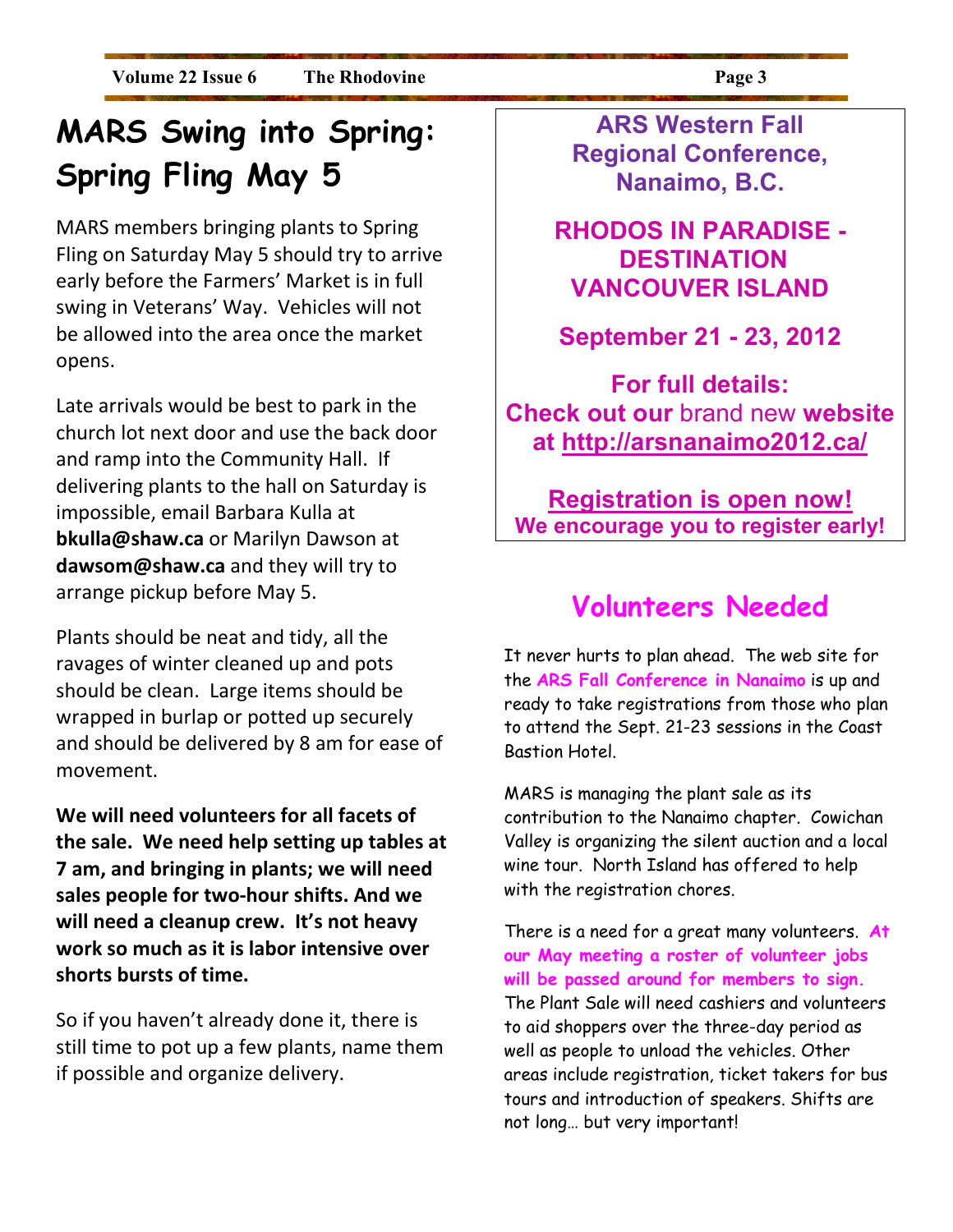# MARS Swing into Spring: Spring Fling May 5

MARS members bringing plants to Spring Fling on Saturday May 5 should try to arrive early before the Farmers' Market is in full swing in Veterans' Way. Vehicles will not be allowed into the area once the market opens.

Late arrivals would be best to park in the church lot next door and use the back door and ramp into the Community Hall. If delivering plants to the hall on Saturday is impossible, email Barbara Kulla at **bkulla@shaw.ca** or Marilyn Dawson at **dawsom@shaw.ca** and they will try to arrange pickup before May 5.

Plants should be neat and tidy, all the ravages of winter cleaned up and pots should be clean. Large items should be wrapped in burlap or potted up securely and should be delivered by 8 am for ease of movement.

**We will need volunteers for all facets of the sale. We need help setting up tables at 7 am, and bringing in plants; we will need sales people for two-hour shifts. And we will need a cleanup crew. It's not heavy work so much as it is labor intensive over shorts bursts of time.**

So if you haven't already done it, there is still time to pot up a few plants, name them if possible and organize delivery.

**ARS Western Fall Regional Conference, Nanaimo, B.C.**

**RHODOS IN PARADISE - DESTINATION VANCOUVER ISLAND**

**September 21 - 23, 2012**

**For full details:**
**Check out our** brand new **website at http://arsnanaimo2012.ca/**

**Registration is open now!**
**We encourage you to register early!**

## Volunteers Needed

It never hurts to plan ahead. The web site for the **ARS Fall Conference in Nanaimo** is up and ready to take registrations from those who plan to attend the Sept. 21-23 sessions in the Coast Bastion Hotel.

MARS is managing the plant sale as its contribution to the Nanaimo chapter. Cowichan Valley is organizing the silent auction and a local wine tour. North Island has offered to help with the registration chores.

There is a need for a great many volunteers. **At our May meeting a roster of volunteer jobs will be passed around for members to sign.** The Plant Sale will need cashiers and volunteers to aid shoppers over the three-day period as well as people to unload the vehicles. Other areas include registration, ticket takers for bus tours and introduction of speakers. Shifts are not long… but very important!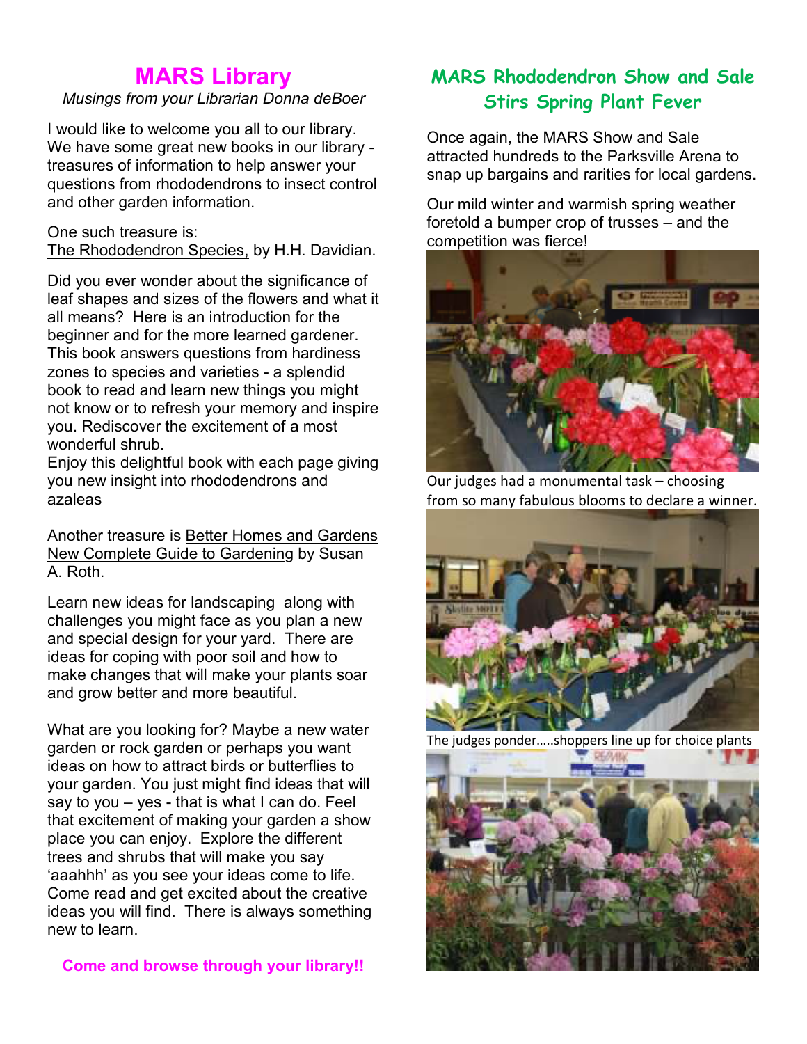# MARS Library

*Musings from your Librarian Donna deBoer*

I would like to welcome you all to our library. We have some great new books in our library - treasures of information to help answer your questions from rhododendrons to insect control and other garden information.

One such treasure is:
The Rhododendron Species, by H.H. Davidian.

Did you ever wonder about the significance of leaf shapes and sizes of the flowers and what it all means? Here is an introduction for the beginner and for the more learned gardener. This book answers questions from hardiness zones to species and varieties - a splendid book to read and learn new things you might not know or to refresh your memory and inspire you. Rediscover the excitement of a most wonderful shrub.
Enjoy this delightful book with each page giving you new insight into rhododendrons and azaleas

Another treasure is Better Homes and Gardens New Complete Guide to Gardening by Susan A. Roth.

Learn new ideas for landscaping along with challenges you might face as you plan a new and special design for your yard. There are ideas for coping with poor soil and how to make changes that will make your plants soar and grow better and more beautiful.

What are you looking for? Maybe a new water garden or rock garden or perhaps you want ideas on how to attract birds or butterflies to your garden. You just might find ideas that will say to you – yes - that is what I can do. Feel that excitement of making your garden a show place you can enjoy. Explore the different trees and shrubs that will make you say 'aaahhh' as you see your ideas come to life. Come read and get excited about the creative ideas you will find. There is always something new to learn.

**Come and browse through your library!!**

## MARS Rhododendron Show and Sale Stirs Spring Plant Fever

Once again, the MARS Show and Sale attracted hundreds to the Parksville Arena to snap up bargains and rarities for local gardens.

Our mild winter and warmish spring weather foretold a bumper crop of trusses – and the competition was fierce!

Our judges had a monumental task – choosing from so many fabulous blooms to declare a winner.

The judges ponder…..shoppers line up for choice plants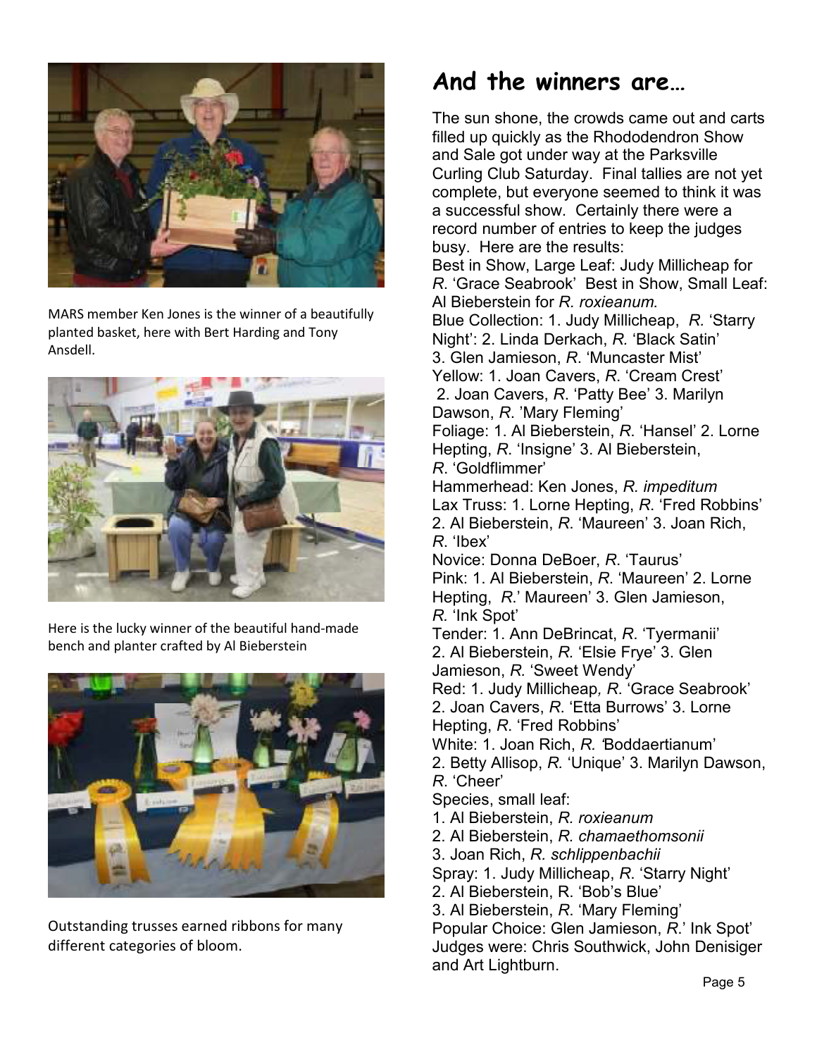MARS member Ken Jones is the winner of a beautifully planted basket, here with Bert Harding and Tony Ansdell.

Here is the lucky winner of the beautiful hand-made bench and planter crafted by Al Bieberstein

Outstanding trusses earned ribbons for many different categories of bloom.

# And the winners are…

The sun shone, the crowds came out and carts filled up quickly as the Rhododendron Show and Sale got under way at the Parksville Curling Club Saturday. Final tallies are not yet complete, but everyone seemed to think it was a successful show. Certainly there were a record number of entries to keep the judges busy. Here are the results:

Best in Show, Large Leaf: Judy Millicheap for *R*. 'Grace Seabrook' Best in Show, Small Leaf: Al Bieberstein for *R. roxieanum.*

Blue Collection: 1. Judy Millicheap, *R.* 'Starry Night': 2. Linda Derkach, *R.* 'Black Satin' 3. Glen Jamieson, *R*. 'Muncaster Mist'

Yellow: 1. Joan Cavers, *R*. 'Cream Crest' 2. Joan Cavers, *R*. 'Patty Bee' 3. Marilyn Dawson, *R*. 'Mary Fleming'

Foliage: 1. Al Bieberstein, *R*. 'Hansel' 2. Lorne Hepting, *R*. 'Insigne' 3. Al Bieberstein, *R*. 'Goldflimmer'

Hammerhead: Ken Jones, *R. impeditum*

Lax Truss: 1. Lorne Hepting, *R*. 'Fred Robbins' 2. Al Bieberstein, *R*. 'Maureen' 3. Joan Rich, *R*. 'Ibex'

Novice: Donna DeBoer, *R*. 'Taurus'

Pink: 1. Al Bieberstein, *R*. 'Maureen' 2. Lorne Hepting, *R*.' Maureen' 3. Glen Jamieson, *R.* 'Ink Spot'

Tender: 1. Ann DeBrincat, *R*. 'Tyermanii' 2. Al Bieberstein, *R.* 'Elsie Frye' 3. Glen Jamieson, *R.* 'Sweet Wendy'

Red: 1. Judy Millicheap*, R*. 'Grace Seabrook' 2. Joan Cavers, *R*. 'Etta Burrows' 3. Lorne Hepting, *R*. 'Fred Robbins'

White: 1. Joan Rich, *R. '*Boddaertianum' 2. Betty Allisop, *R.* 'Unique' 3. Marilyn Dawson, *R*. 'Cheer'

Species, small leaf:

1. Al Bieberstein, *R. roxieanum*
2. Al Bieberstein, *R. chamaethomsonii*
3. Joan Rich, *R. schlippenbachii*

Spray: 1. Judy Millicheap, *R*. 'Starry Night' 2. Al Bieberstein, R. 'Bob's Blue' 3. Al Bieberstein, *R*. 'Mary Fleming'

Popular Choice: Glen Jamieson, *R*.' Ink Spot'

Judges were: Chris Southwick, John Denisiger and Art Lightburn.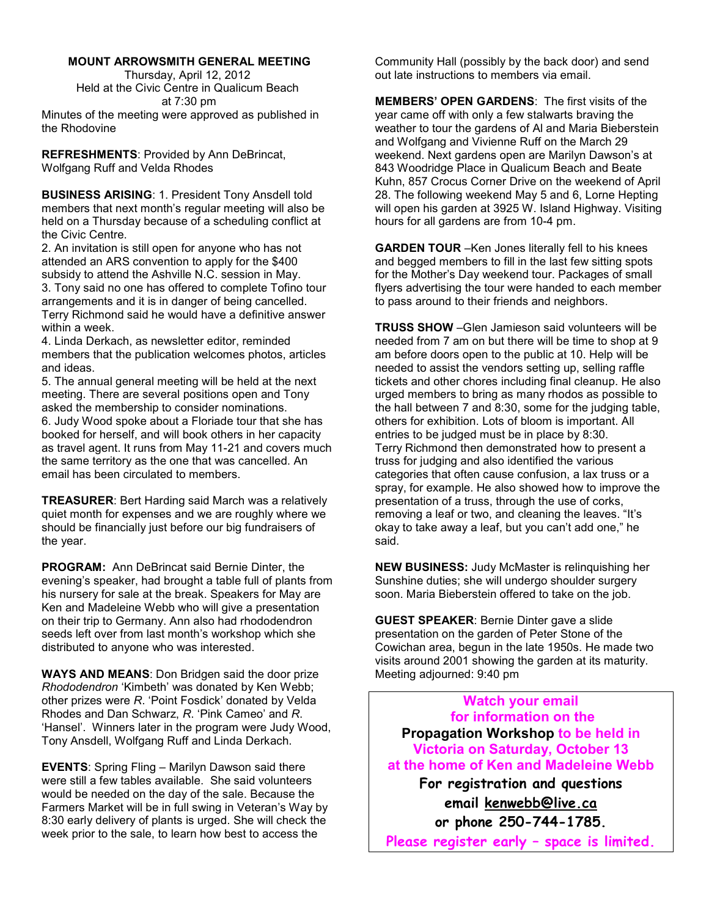## MOUNT ARROWSMITH GENERAL MEETING

Thursday, April 12, 2012
Held at the Civic Centre in Qualicum Beach
at 7:30 pm

Minutes of the meeting were approved as published in the Rhodovine

**REFRESHMENTS**: Provided by Ann DeBrincat, Wolfgang Ruff and Velda Rhodes

**BUSINESS ARISING**: 1. President Tony Ansdell told members that next month's regular meeting will also be held on a Thursday because of a scheduling conflict at the Civic Centre.
2. An invitation is still open for anyone who has not attended an ARS convention to apply for the $400 subsidy to attend the Ashville N.C. session in May.
3. Tony said no one has offered to complete Tofino tour arrangements and it is in danger of being cancelled. Terry Richmond said he would have a definitive answer within a week.
4. Linda Derkach, as newsletter editor, reminded members that the publication welcomes photos, articles and ideas.
5. The annual general meeting will be held at the next meeting. There are several positions open and Tony asked the membership to consider nominations.
6. Judy Wood spoke about a Floriade tour that she has booked for herself, and will book others in her capacity as travel agent. It runs from May 11-21 and covers much the same territory as the one that was cancelled. An email has been circulated to members.

**TREASURER**: Bert Harding said March was a relatively quiet month for expenses and we are roughly where we should be financially just before our big fundraisers of the year.

**PROGRAM:** Ann DeBrincat said Bernie Dinter, the evening's speaker, had brought a table full of plants from his nursery for sale at the break. Speakers for May are Ken and Madeleine Webb who will give a presentation on their trip to Germany. Ann also had rhododendron seeds left over from last month's workshop which she distributed to anyone who was interested.

**WAYS AND MEANS**: Don Bridgen said the door prize *Rhododendron* 'Kimbeth' was donated by Ken Webb; other prizes were *R*. 'Point Fosdick' donated by Velda Rhodes and Dan Schwarz, *R*. 'Pink Cameo' and *R.* 'Hansel'. Winners later in the program were Judy Wood, Tony Ansdell, Wolfgang Ruff and Linda Derkach.

**EVENTS**: Spring Fling – Marilyn Dawson said there were still a few tables available. She said volunteers would be needed on the day of the sale. Because the Farmers Market will be in full swing in Veteran's Way by 8:30 early delivery of plants is urged. She will check the week prior to the sale, to learn how best to access the Community Hall (possibly by the back door) and send out late instructions to members via email.

**MEMBERS' OPEN GARDENS**: The first visits of the year came off with only a few stalwarts braving the weather to tour the gardens of Al and Maria Bieberstein and Wolfgang and Vivienne Ruff on the March 29 weekend. Next gardens open are Marilyn Dawson's at 843 Woodridge Place in Qualicum Beach and Beate Kuhn, 857 Crocus Corner Drive on the weekend of April 28. The following weekend May 5 and 6, Lorne Hepting will open his garden at 3925 W. Island Highway. Visiting hours for all gardens are from 10-4 pm.

**GARDEN TOUR** –Ken Jones literally fell to his knees and begged members to fill in the last few sitting spots for the Mother's Day weekend tour. Packages of small flyers advertising the tour were handed to each member to pass around to their friends and neighbors.

**TRUSS SHOW** –Glen Jamieson said volunteers will be needed from 7 am on but there will be time to shop at 9 am before doors open to the public at 10. Help will be needed to assist the vendors setting up, selling raffle tickets and other chores including final cleanup. He also urged members to bring as many rhodos as possible to the hall between 7 and 8:30, some for the judging table, others for exhibition. Lots of bloom is important. All entries to be judged must be in place by 8:30.
Terry Richmond then demonstrated how to present a truss for judging and also identified the various categories that often cause confusion, a lax truss or a spray, for example. He also showed how to improve the presentation of a truss, through the use of corks, removing a leaf or two, and cleaning the leaves. "It's okay to take away a leaf, but you can't add one," he said.

**NEW BUSINESS:** Judy McMaster is relinquishing her Sunshine duties; she will undergo shoulder surgery soon. Maria Bieberstein offered to take on the job.

**GUEST SPEAKER**: Bernie Dinter gave a slide presentation on the garden of Peter Stone of the Cowichan area, begun in the late 1950s. He made two visits around 2001 showing the garden at its maturity.
Meeting adjourned: 9:40 pm

---

**Watch your email for information on the Propagation Workshop to be held in Victoria on Saturday, October 13 at the home of Ken and Madeleine Webb**

**For registration and questions email kenwebb@live.ca or phone 250-744-1785.**

**Please register early – space is limited.**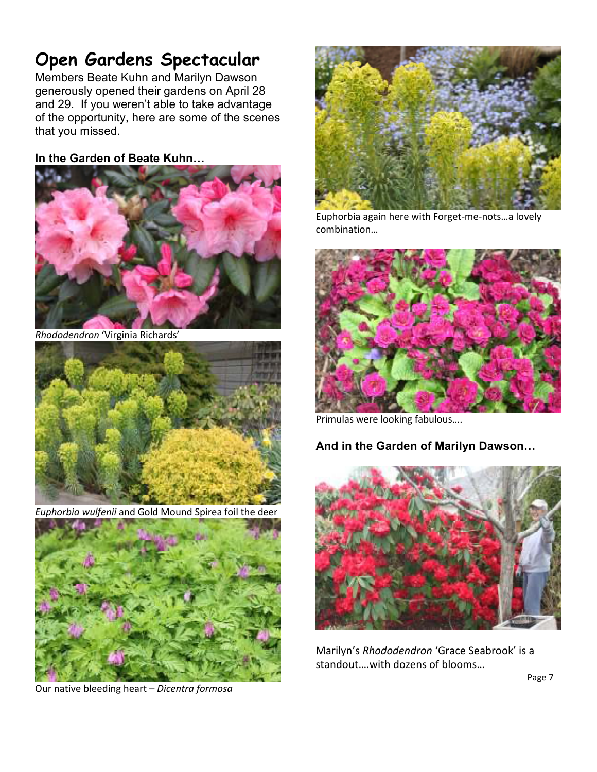# Open Gardens Spectacular

Members Beate Kuhn and Marilyn Dawson generously opened their gardens on April 28 and 29. If you weren't able to take advantage of the opportunity, here are some of the scenes that you missed.

### In the Garden of Beate Kuhn…

*Rhododendron* 'Virginia Richards'

*Euphorbia wulfenii* and Gold Mound Spirea foil the deer

Our native bleeding heart – *Dicentra formosa*

Euphorbia again here with Forget-me-nots…a lovely combination…

Primulas were looking fabulous….

### And in the Garden of Marilyn Dawson…

Marilyn's *Rhododendron* 'Grace Seabrook' is a standout….with dozens of blooms…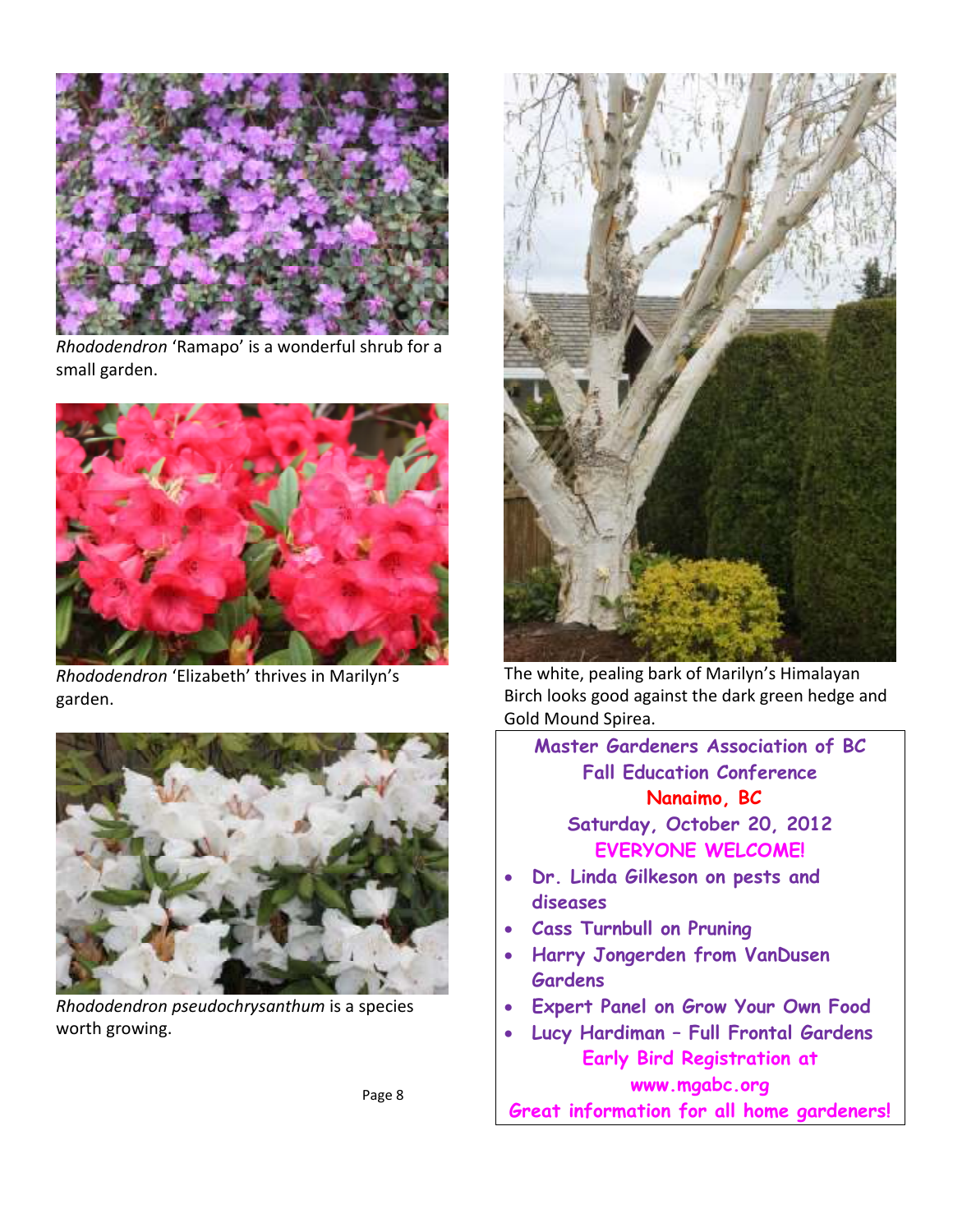*Rhododendron* 'Ramapo' is a wonderful shrub for a small garden.

*Rhododendron* 'Elizabeth' thrives in Marilyn's garden.

*Rhododendron pseudochrysanthum* is a species worth growing.

The white, pealing bark of Marilyn's Himalayan Birch looks good against the dark green hedge and Gold Mound Spirea.

**Master Gardeners Association of BC**
**Fall Education Conference**
**Nanaimo, BC**
**Saturday, October 20, 2012**
**EVERYONE WELCOME!**

- Dr. Linda Gilkeson on pests and diseases
- Cass Turnbull on Pruning
- Harry Jongerden from VanDusen Gardens
- Expert Panel on Grow Your Own Food
- Lucy Hardiman – Full Frontal Gardens

**Early Bird Registration at**
**www.mgabc.org**
**Great information for all home gardeners!**